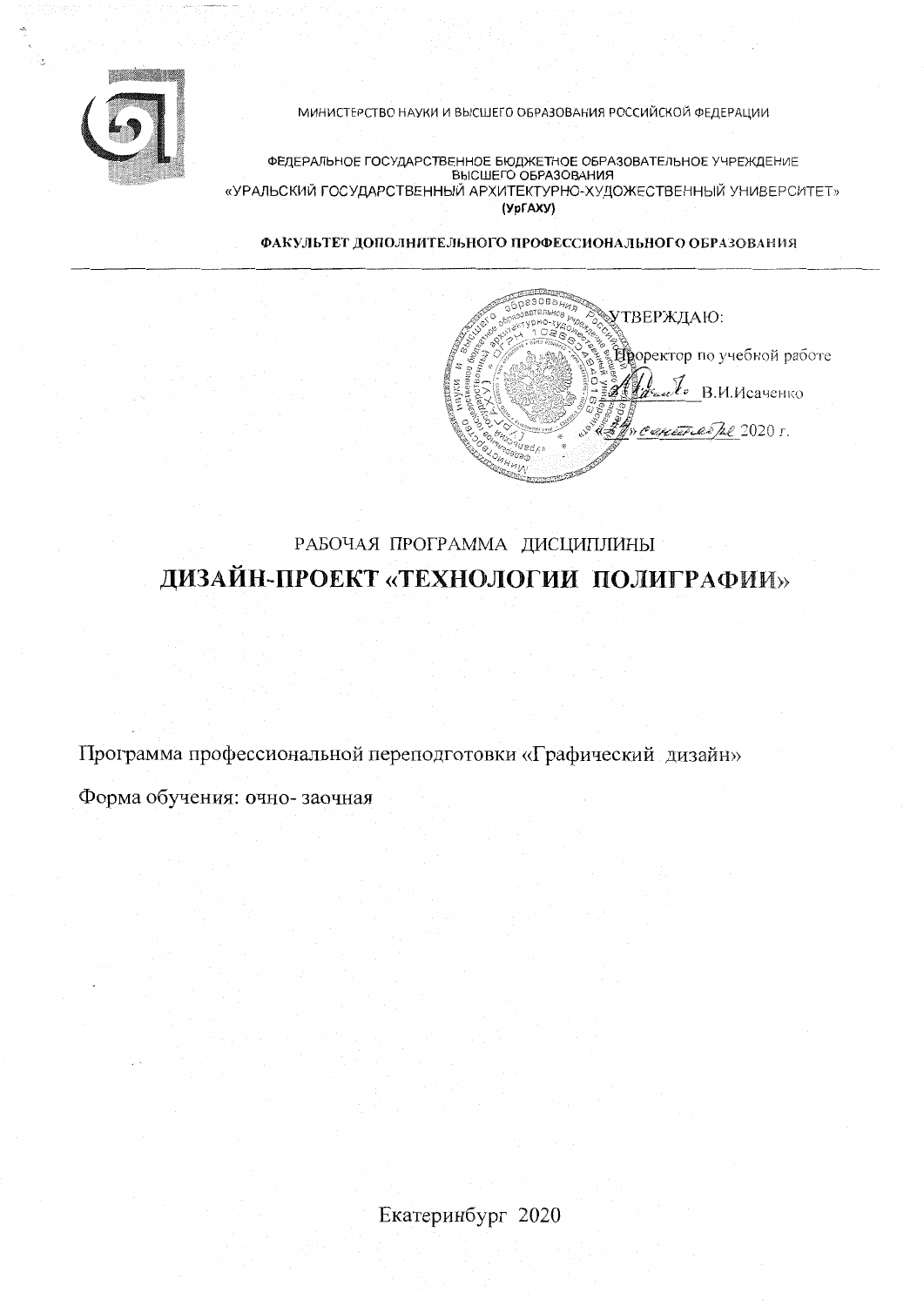МИНИСТЕРСТВО НАУКИ И ВЫСШЕГО ОБРАЗОВАНИЯ РОССИЙСКОЙ ФЕДЕРАЦИИ

ФЕДЕРАЛЬНОЕ ГОСУДАРСТВЕННОЕ БЮДЖЕТНОЕ ОБРАЗОВАТЕЛЬНОЕ УЧРЕЖДЕНИЕ ВЫСШЕГО ОБРАЗОВАНИЯ
«УРАЛЬСКИЙ ГОСУДАРСТВЕННЫЙ АРХИТЕКТУРНО-ХУДОЖЕСТВЕННЫЙ УНИВЕРСИТЕТ»
(УрГАХУ)

**ФАКУЛЬТЕТ ДОПОЛНИТЕЛЬНОГО ПРОФЕССИОНАЛЬНОГО ОБРАЗОВАНИЯ**

---

УТВЕРЖДАЮ:

Проректор по учебной работе

_________ В.И.Исаченко

«__» сентября 2020 г.

# РАБОЧАЯ ПРОГРАММА ДИСЦИПЛИНЫ
# ДИЗАЙН-ПРОЕКТ «ТЕХНОЛОГИИ ПОЛИГРАФИИ»

Программа профессиональной переподготовки «Графический дизайн»

Форма обучения: очно- заочная

Екатеринбург 2020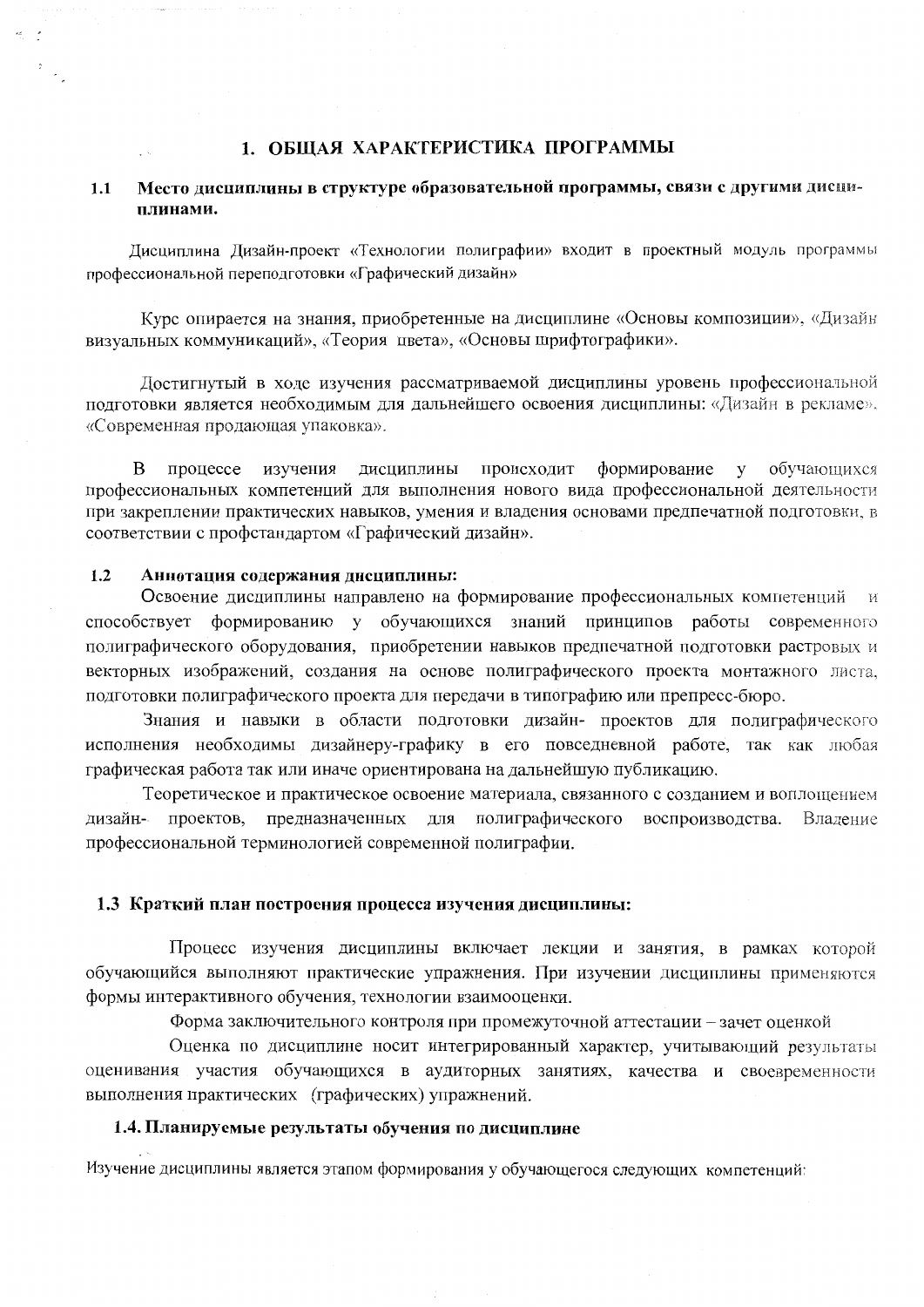# 1. ОБЩАЯ ХАРАКТЕРИСТИКА ПРОГРАММЫ

## 1.1 Место дисциплины в структуре образовательной программы, связи с другими дисциплинами.

Дисциплина Дизайн-проект «Технологии полиграфии» входит в проектный модуль программы профессиональной переподготовки «Графический дизайн»

Курс опирается на знания, приобретенные на дисциплине «Основы композиции», «Дизайн визуальных коммуникаций», «Теория цвета», «Основы шрифтографики».

Достигнутый в ходе изучения рассматриваемой дисциплины уровень профессиональной подготовки является необходимым для дальнейшего освоения дисциплины: «Дизайн в рекламе», «Современная продающая упаковка».

В процессе изучения дисциплины происходит формирование у обучающихся профессиональных компетенций для выполнения нового вида профессиональной деятельности при закреплении практических навыков, умения и владения основами предпечатной подготовки, в соответствии с профстандартом «Графический дизайн».

## 1.2 Аннотация содержания дисциплины:

Освоение дисциплины направлено на формирование профессиональных компетенций и способствует формированию у обучающихся знаний принципов работы современного полиграфического оборудования, приобретении навыков предпечатной подготовки растровых и векторных изображений, создания на основе полиграфического проекта монтажного листа, подготовки полиграфического проекта для передачи в типографию или препресс-бюро.

Знания и навыки в области подготовки дизайн- проектов для полиграфического исполнения необходимы дизайнеру-графику в его повседневной работе, так как любая графическая работа так или иначе ориентирована на дальнейшую публикацию.

Теоретическое и практическое освоение материала, связанного с созданием и воплощением дизайн- проектов, предназначенных для полиграфического воспроизводства. Владение профессиональной терминологией современной полиграфии.

## 1.3 Краткий план построения процесса изучения дисциплины:

Процесс изучения дисциплины включает лекции и занятия, в рамках которой обучающийся выполняют практические упражнения. При изучении дисциплины применяются формы интерактивного обучения, технологии взаимооценки.

Форма заключительного контроля при промежуточной аттестации – зачет оценкой

Оценка по дисциплине носит интегрированный характер, учитывающий результаты оценивания участия обучающихся в аудиторных занятиях, качества и своевременности выполнения практических (графических) упражнений.

## 1.4. Планируемые результаты обучения по дисциплине

Изучение дисциплины является этапом формирования у обучающегося следующих компетенций: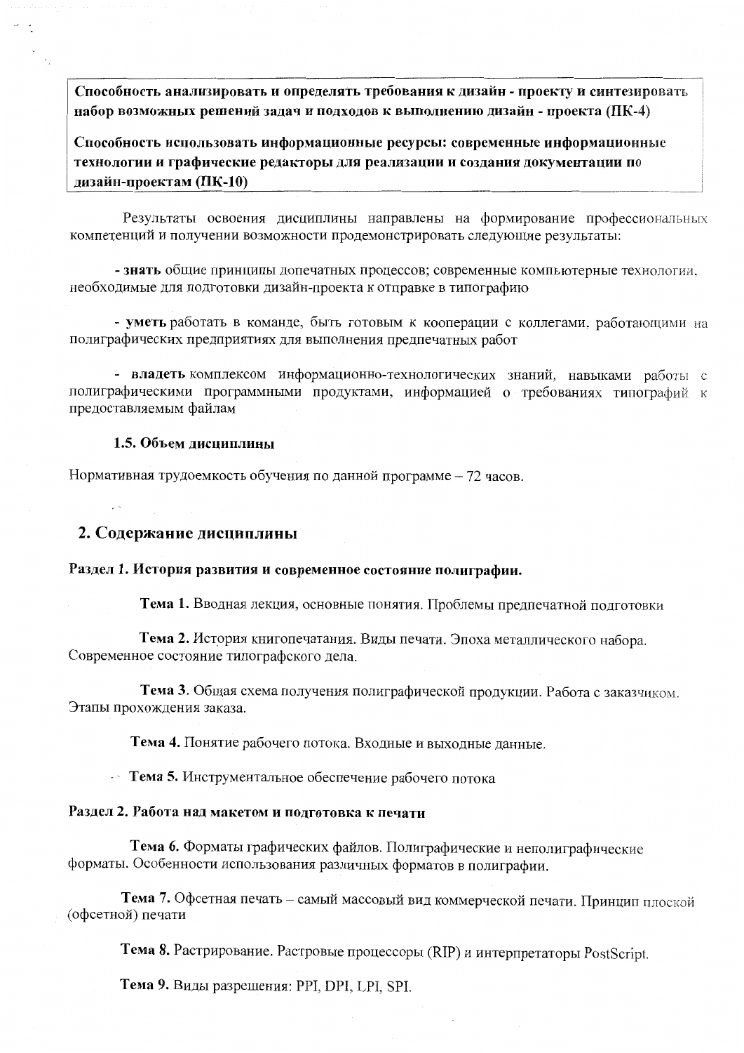| **Способность анализировать и определять требования к дизайн - проекту и синтезировать набор возможных решений задач и подходов к выполнению дизайн - проекта (ПК-4)** |
| --- |
| **Способность использовать информационные ресурсы: современные информационные технологии и графические редакторы для реализации и создания документации по дизайн-проектам (ПК-10)** |

Результаты освоения дисциплины направлены на формирование профессиональных компетенций и получении возможности продемонстрировать следующие результаты:

**- знать** общие принципы допечатных процессов; современные компьютерные технологии, необходимые для подготовки дизайн-проекта к отправке в типографию

**- уметь** работать в команде, быть готовым к кооперации с коллегами, работающими на полиграфических предприятиях для выполнения предпечатных работ

**- владеть** комплексом информационно-технологических знаний, навыками работы с полиграфическими программными продуктами, информацией о требованиях типографий к предоставляемым файлам

### 1.5. Объем дисциплины

Нормативная трудоемкость обучения по данной программе – 72 часов.

## 2. Содержание дисциплины

### Раздел 1. История развития и современное состояние полиграфии.

**Тема 1.** Вводная лекция, основные понятия. Проблемы предпечатной подготовки

**Тема 2.** История книгопечатания. Виды печати. Эпоха металлического набора. Современное состояние типографского дела.

**Тема 3.** Общая схема получения полиграфической продукции. Работа с заказчиком. Этапы прохождения заказа.

**Тема 4.** Понятие рабочего потока. Входные и выходные данные.

**Тема 5.** Инструментальное обеспечение рабочего потока

### Раздел 2. Работа над макетом и подготовка к печати

**Тема 6.** Форматы графических файлов. Полиграфические и неполиграфические форматы. Особенности использования различных форматов в полиграфии.

**Тема 7.** Офсетная печать – самый массовый вид коммерческой печати. Принцип плоской (офсетной) печати

**Тема 8.** Растрирование. Растровые процессоры (RIP) и интерпретаторы PostScript.

**Тема 9.** Виды разрешения: PPI, DPI, LPI, SPI.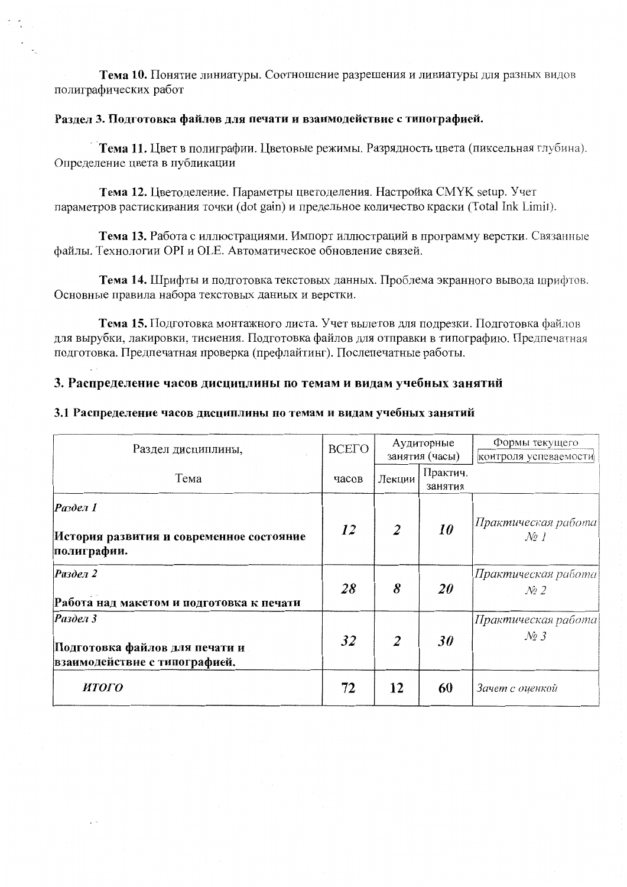**Тема 10.** Понятие линиатуры. Соотношение разрешения и линиатуры для разных видов полиграфических работ

**Раздел 3. Подготовка файлов для печати и взаимодействие с типографией.**

**Тема 11.** Цвет в полиграфии. Цветовые режимы. Разрядность цвета (пиксельная глубина). Определение цвета в публикации

**Тема 12.** Цветоделение. Параметры цветоделения. Настройка CMYK setup. Учет параметров растискивания точки (dot gain) и предельное количество краски (Total Ink Limit).

**Тема 13.** Работа с иллюстрациями. Импорт иллюстраций в программу верстки. Связанные файлы. Технологии OPI и OLE. Автоматическое обновление связей.

**Тема 14.** Шрифты и подготовка текстовых данных. Проблема экранного вывода шрифтов. Основные правила набора текстовых данных и верстки.

**Тема 15.** Подготовка монтажного листа. Учет вылетов для подрезки. Подготовка файлов для вырубки, лакировки, тиснения. Подготовка файлов для отправки в типографию. Предпечатная подготовка. Предпечатная проверка (префлайтинг). Послепечатные работы.

## 3. Распределение часов дисциплины по темам и видам учебных занятий

### 3.1 Распределение часов дисциплины по темам и видам учебных занятий

| Раздел дисциплины, Тема | ВСЕГО часов | Аудиторные занятия (часы) | | Формы текущего контроля успеваемости |
|---|---|---|---|---|
| | | Лекции | Практич. занятия | |
| *Раздел 1* **История развития и современное состояние полиграфии.** | ***12*** | ***2*** | ***10*** | *Практическая работа № 1* |
| *Раздел 2* **Работа над макетом и подготовка к печати** | ***28*** | ***8*** | ***20*** | *Практическая работа № 2* |
| *Раздел 3* **Подготовка файлов для печати и взаимодействие с типографией.** | ***32*** | ***2*** | ***30*** | *Практическая работа № 3* |
| ***ИТОГО*** | **72** | **12** | **60** | *Зачет с оценкой* |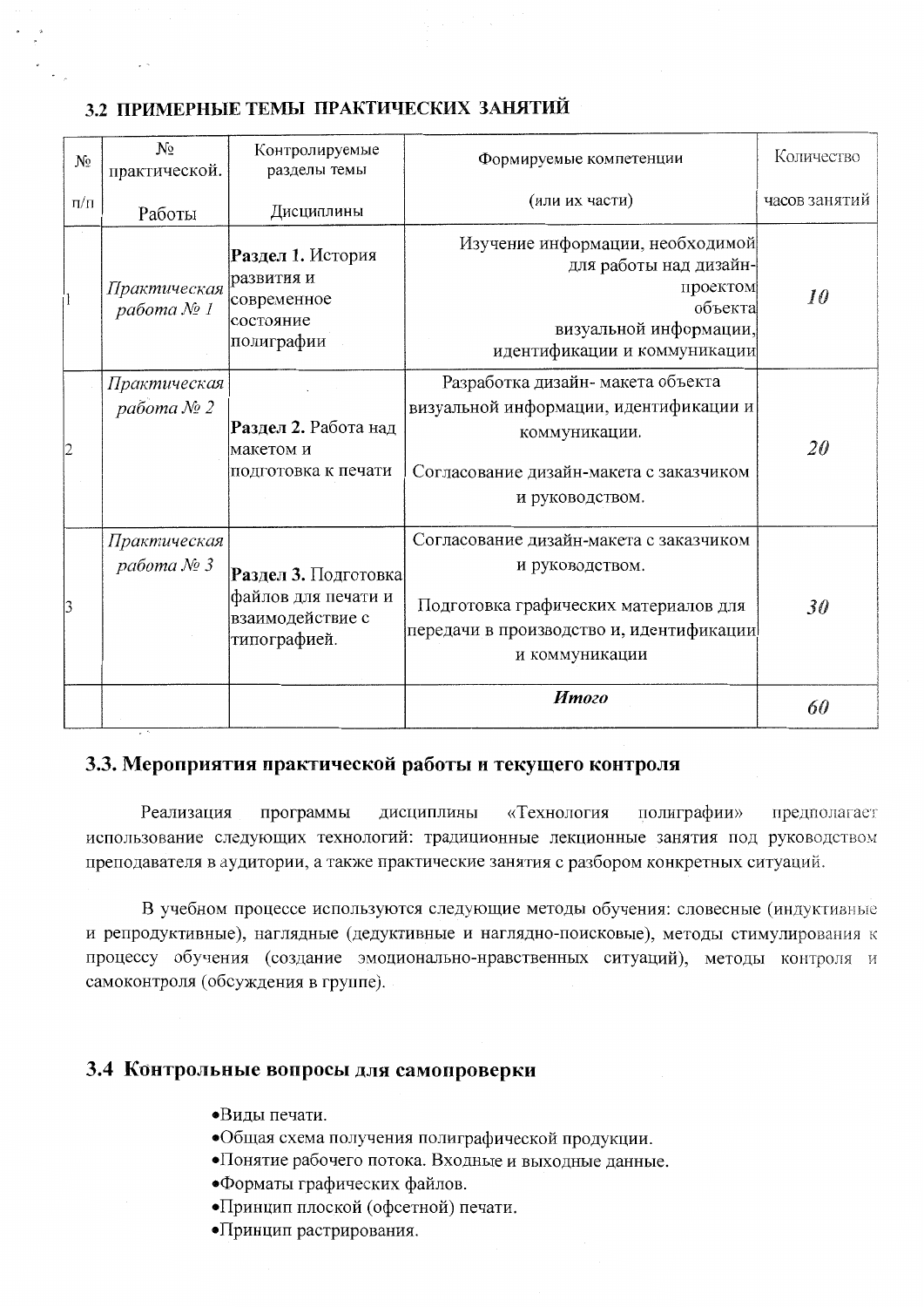### 3.2 ПРИМЕРНЫЕ ТЕМЫ ПРАКТИЧЕСКИХ ЗАНЯТИЙ

| № п/п | № практической. Работы | Контролируемые разделы темы Дисциплины | Формируемые компетенции (или их части) | Количество часов занятий |
|---|---|---|---|---|
| 1 | *Практическая работа № 1* | **Раздел 1.** История развития и современное состояние полиграфии | Изучение информации, необходимой для работы над дизайн-проектом объекта визуальной информации, идентификации и коммуникации | ***10*** |
| 2 | *Практическая работа № 2* | **Раздел 2.** Работа над макетом и подготовка к печати | Разработка дизайн- макета объекта визуальной информации, идентификации и коммуникации. Согласование дизайн-макета с заказчиком и руководством. | ***20*** |
| 3 | *Практическая работа № 3* | **Раздел 3.** Подготовка файлов для печати и взаимодействие с типографией. | Согласование дизайн-макета с заказчиком и руководством. Подготовка графических материалов для передачи в производство и, идентификации и коммуникации | ***30*** |
| | | | ***Итого*** | ***60*** |

## 3.3. Мероприятия практической работы и текущего контроля

Реализация программы дисциплины «Технология полиграфии» предполагает использование следующих технологий: традиционные лекционные занятия под руководством преподавателя в аудитории, а также практические занятия с разбором конкретных ситуаций.

В учебном процессе используются следующие методы обучения: словесные (индуктивные и репродуктивные), наглядные (дедуктивные и наглядно-поисковые), методы стимулирования к процессу обучения (создание эмоционально-нравственных ситуаций), методы контроля и самоконтроля (обсуждения в группе).

## 3.4 Контрольные вопросы для самопроверки

- Виды печати.
- Общая схема получения полиграфической продукции.
- Понятие рабочего потока. Входные и выходные данные.
- Форматы графических файлов.
- Принцип плоской (офсетной) печати.
- Принцип растрирования.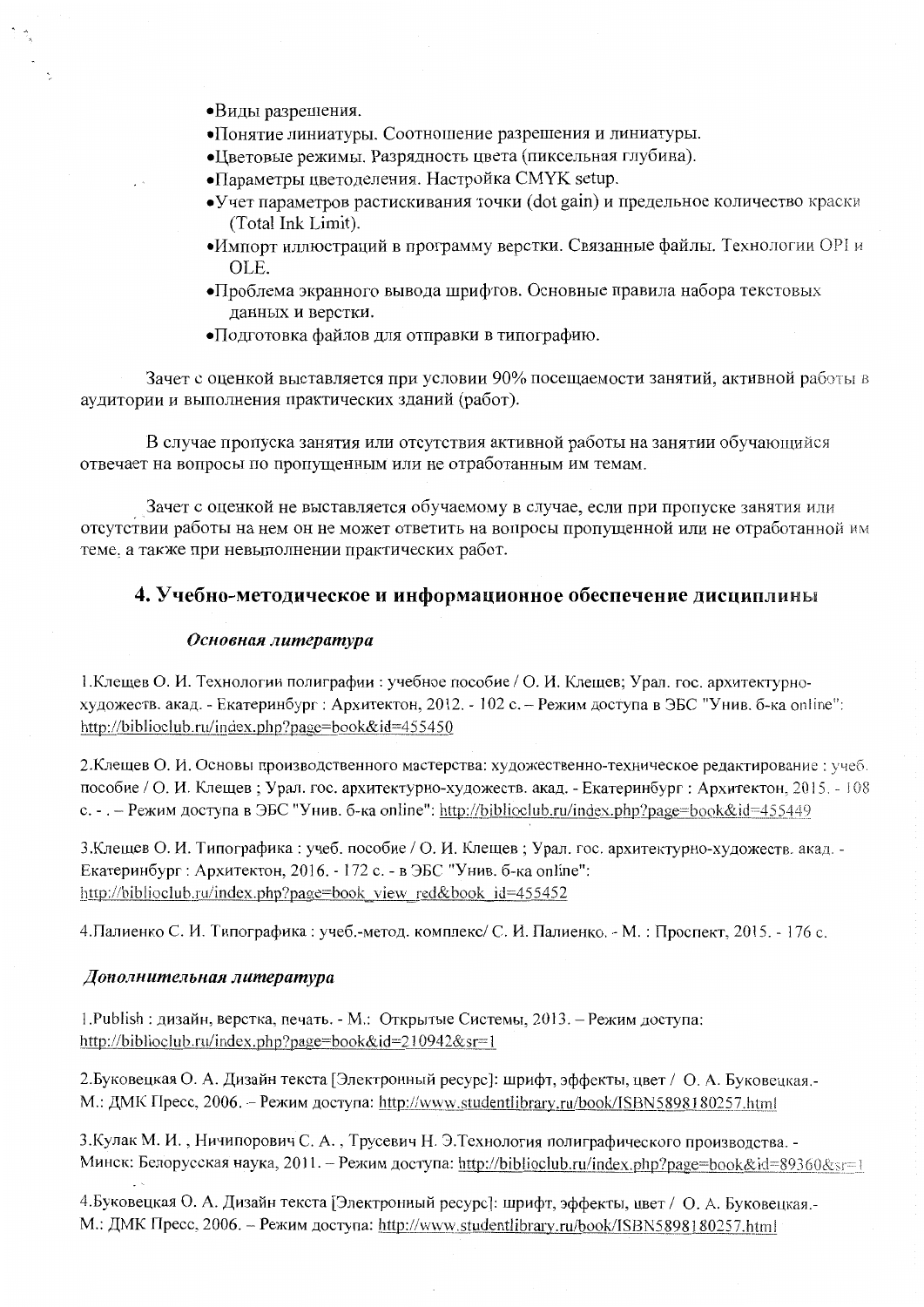- Виды разрешения.
- Понятие линиатуры. Соотношение разрешения и линиатуры.
- Цветовые режимы. Разрядность цвета (пиксельная глубина).
- Параметры цветоделения. Настройка CMYK setup.
- Учет параметров растискивания точки (dot gain) и предельное количество краски (Total Ink Limit).
- Импорт иллюстраций в программу верстки. Связанные файлы. Технологии OPI и OLE.
- Проблема экранного вывода шрифтов. Основные правила набора текстовых данных и верстки.
- Подготовка файлов для отправки в типографию.

Зачет с оценкой выставляется при условии 90% посещаемости занятий, активной работы в аудитории и выполнения практических зданий (работ).

В случае пропуска занятия или отсутствия активной работы на занятии обучающийся отвечает на вопросы по пропущенным или не отработанным им темам.

Зачет с оценкой не выставляется обучаемому в случае, если при пропуске занятия или отсутствии работы на нем он не может ответить на вопросы пропущенной или не отработанной им теме, а также при невыполнении практических работ.

## 4. Учебно-методическое и информационное обеспечение дисциплины

### *Основная литература*

1. Клещев О. И. Технологии полиграфии : учебное пособие / О. И. Клещев; Урал. гос. архитектурно-художеств. акад. - Екатеринбург : Архитектон, 2012. - 102 с. – Режим доступа в ЭБС "Унив. б-ка online": http://biblioclub.ru/index.php?page=book&id=455450

2. Клещев О. И. Основы производственного мастерства: художественно-техническое редактирование : учеб. пособие / О. И. Клещев ; Урал. гос. архитектурно-художеств. акад. - Екатеринбург : Архитектон, 2015. - 108 с. - . – Режим доступа в ЭБС "Унив. б-ка online": http://biblioclub.ru/index.php?page=book&id=455449

3. Клещев О. И. Типографика : учеб. пособие / О. И. Клещев ; Урал. гос. архитектурно-художеств. акад. - Екатеринбург : Архитектон, 2016. - 172 с. - в ЭБС "Унив. б-ка online": http://biblioclub.ru/index.php?page=book_view_red&book_id=455452

4. Палиенко С. И. Типографика : учеб.-метод. комплекс/ С. И. Палиенко. - М. : Проспект, 2015. - 176 с.

### *Дополнительная литература*

1. Publish : дизайн, верстка, печать. - М.: Открытые Системы, 2013. – Режим доступа: http://biblioclub.ru/index.php?page=book&id=210942&sr=1

2. Буковецкая О. А. Дизайн текста [Электронный ресурс]: шрифт, эффекты, цвет / О. А. Буковецкая.- М.: ДМК Пресс, 2006. – Режим доступа: http://www.studentlibrary.ru/book/ISBN5898180257.html

3. Кулак М. И. , Ничипорович С. А. , Трусевич Н. Э.Технология полиграфического производства. - Минск: Белорусская наука, 2011. – Режим доступа: http://biblioclub.ru/index.php?page=book&id=89360&sr=1

4. Буковецкая О. А. Дизайн текста [Электронный ресурс]: шрифт, эффекты, цвет / О. А. Буковецкая.- М.: ДМК Пресс, 2006. – Режим доступа: http://www.studentlibrary.ru/book/ISBN5898180257.html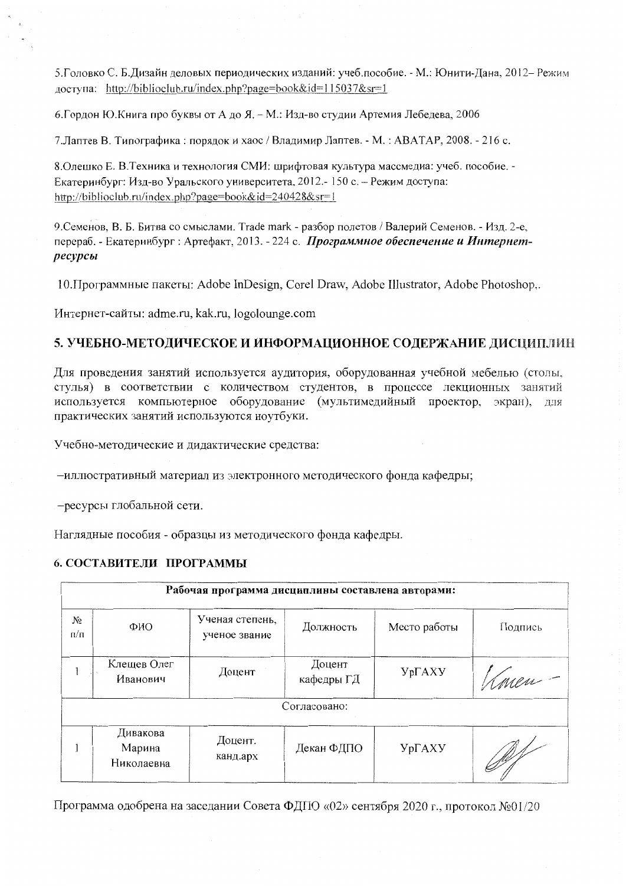5.Головко С. Б.Дизайн деловых периодических изданий: учеб.пособие. - М.: Юнити-Дана, 2012– Режим доступа: http://biblioclub.ru/index.php?page=book&id=115037&sr=1

6.Гордон Ю.Книга про буквы от А до Я. – М.: Изд-во студии Артемия Лебедева, 2006

7.Лаптев В. Типографика : порядок и хаос / Владимир Лаптев. - М. : АВАТАР, 2008. - 216 с.

8.Олешко Е. В.Техника и технология СМИ: шрифтовая культура массмедиа: учеб. пособие. - Екатеринбург: Изд-во Уральского университета, 2012.- 150 с. – Режим доступа: http://biblioclub.ru/index.php?page=book&id=240428&sr=1

9.Семенов, В. Б. Битва со смыслами. Trade mark - разбор полетов / Валерий Семенов. - Изд. 2-е, перераб. - Екатеринбург : Артефакт, 2013. - 224 с. ***Программное обеспечение и Интернет-ресурсы***

10.Программные пакеты: Adobe InDesign, Corel Draw, Adobe Illustrator, Adobe Photoshop,.

Интернет-сайты: adme.ru, kak.ru, logolounge.com

## 5. УЧЕБНО-МЕТОДИЧЕСКОЕ И ИНФОРМАЦИОННОЕ СОДЕРЖАНИЕ ДИСЦИПЛИН

Для проведения занятий используется аудитория, оборудованная учебной мебелью (столы, стулья) в соответствии с количеством студентов, в процессе лекционных занятий используется компьютерное оборудование (мультимедийный проектор, экран), для практических занятий используются ноутбуки.

Учебно-методические и дидактические средства:

–иллюстративный материал из электронного методического фонда кафедры;

–ресурсы глобальной сети.

Наглядные пособия - образцы из методического фонда кафедры.

## 6. СОСТАВИТЕЛИ ПРОГРАММЫ

| Рабочая программа дисциплины составлена авторами: | | | | | |
|---|---|---|---|---|---|
| № п/п | ФИО | Ученая степень, ученое звание | Должность | Место работы | Подпись |
| 1 | Клещев Олег Иванович | Доцент | Доцент кафедры ГД | УрГАХУ | Клещ |
| Согласовано: | | | | | |
| 1 | Дивакова Марина Николаевна | Доцент. канд.арх | Декан ФДПО | УрГАХУ | |

Программа одобрена на заседании Совета ФДПО «02» сентября 2020 г., протокол №01/20